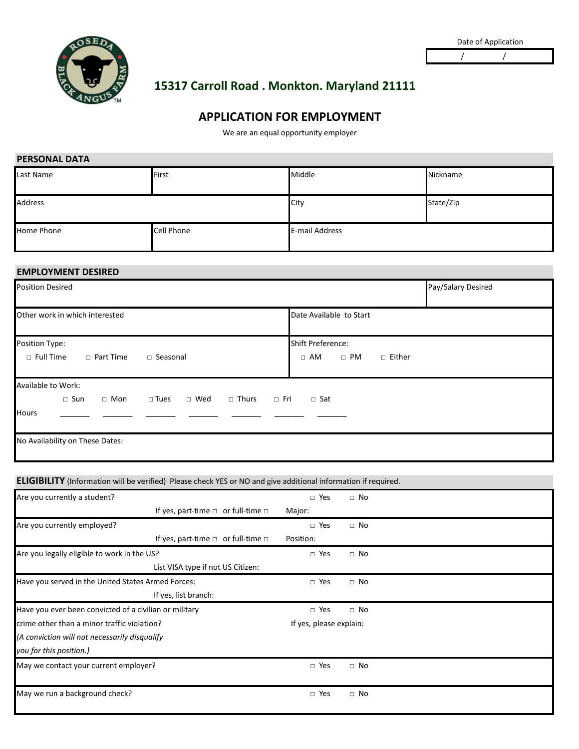Date of Application

/ /

## 15317 Carroll Road . Monkton. Maryland 21111

# APPLICATION FOR EMPLOYMENT

We are an equal opportunity employer

## PERSONAL DATA

| Last Name | First | Middle | Nickname |
|---|---|---|---|
| Address | | City | State/Zip |
| Home Phone | Cell Phone | E-mail Address | |

## EMPLOYMENT DESIRED

| Position Desired | | Pay/Salary Desired |
|---|---|---|
| Other work in which interested | Date Available to Start | |
| Position Type: ☐ Full Time ☐ Part Time ☐ Seasonal | Shift Preference: ☐ AM ☐ PM ☐ Either | |

Available to Work:

| | ☐ Sun | ☐ Mon | ☐ Tues | ☐ Wed | ☐ Thurs | ☐ Fri | ☐ Sat |
|---|---|---|---|---|---|---|---|
| Hours | _______ | _______ | _______ | _______ | _______ | _______ | _______ |

No Availability on These Dates:

## ELIGIBILITY (Information will be verified) Please check YES or NO and give additional information if required.

| Question | | |
|---|---|---|
| Are you currently a student? | ☐ Yes | ☐ No |
| If yes, part-time ☐ or full-time ☐ | Major: | |
| Are you currently employed? | ☐ Yes | ☐ No |
| If yes, part-time ☐ or full-time ☐ | Position: | |
| Are you legally eligible to work in the US? | ☐ Yes | ☐ No |
| List VISA type if not US Citizen: | | |
| Have you served in the United States Armed Forces: | ☐ Yes | ☐ No |
| If yes, list branch: | | |
| Have you ever been convicted of a civilian or military crime other than a minor traffic violation? *(A conviction will not necessarily disqualify you for this position.)* | ☐ Yes | ☐ No |
| If yes, please explain: | | |
| May we contact your current employer? | ☐ Yes | ☐ No |
| May we run a background check? | ☐ Yes | ☐ No |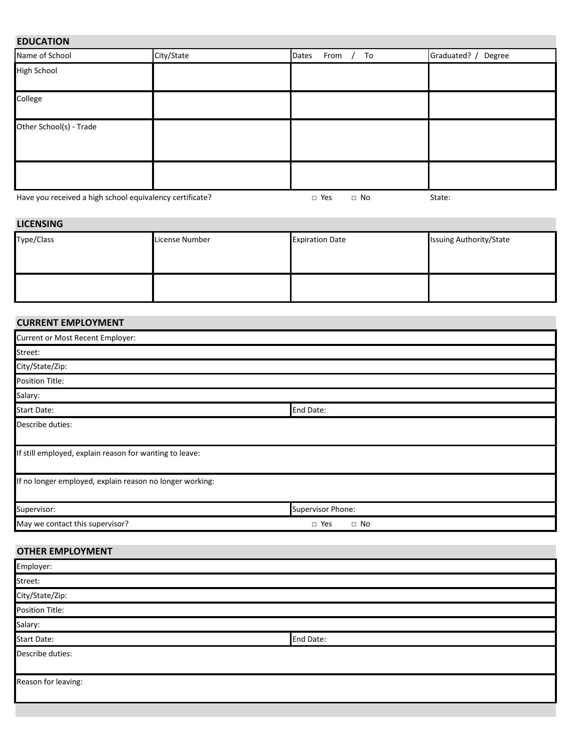## EDUCATION

| Name of School | City/State | Dates From / To | Graduated? / Degree |
|---|---|---|---|
| High School | | | |
| College | | | |
| Other School(s) - Trade | | | |
| | | | |

Have you received a high school equivalency certificate? □ Yes □ No State:

## LICENSING

| Type/Class | License Number | Expiration Date | Issuing Authority/State |
|---|---|---|---|
| | | | |
| | | | |

## CURRENT EMPLOYMENT

| | |
|---|---|
| Current or Most Recent Employer: | |
| Street: | |
| City/State/Zip: | |
| Position Title: | |
| Salary: | |
| Start Date: | End Date: |
| Describe duties: | |
| If still employed, explain reason for wanting to leave: | |
| If no longer employed, explain reason no longer working: | |
| Supervisor: | Supervisor Phone: |
| May we contact this supervisor? | □ Yes □ No |

## OTHER EMPLOYMENT

| | |
|---|---|
| Employer: | |
| Street: | |
| City/State/Zip: | |
| Position Title: | |
| Salary: | |
| Start Date: | End Date: |
| Describe duties: | |
| Reason for leaving: | |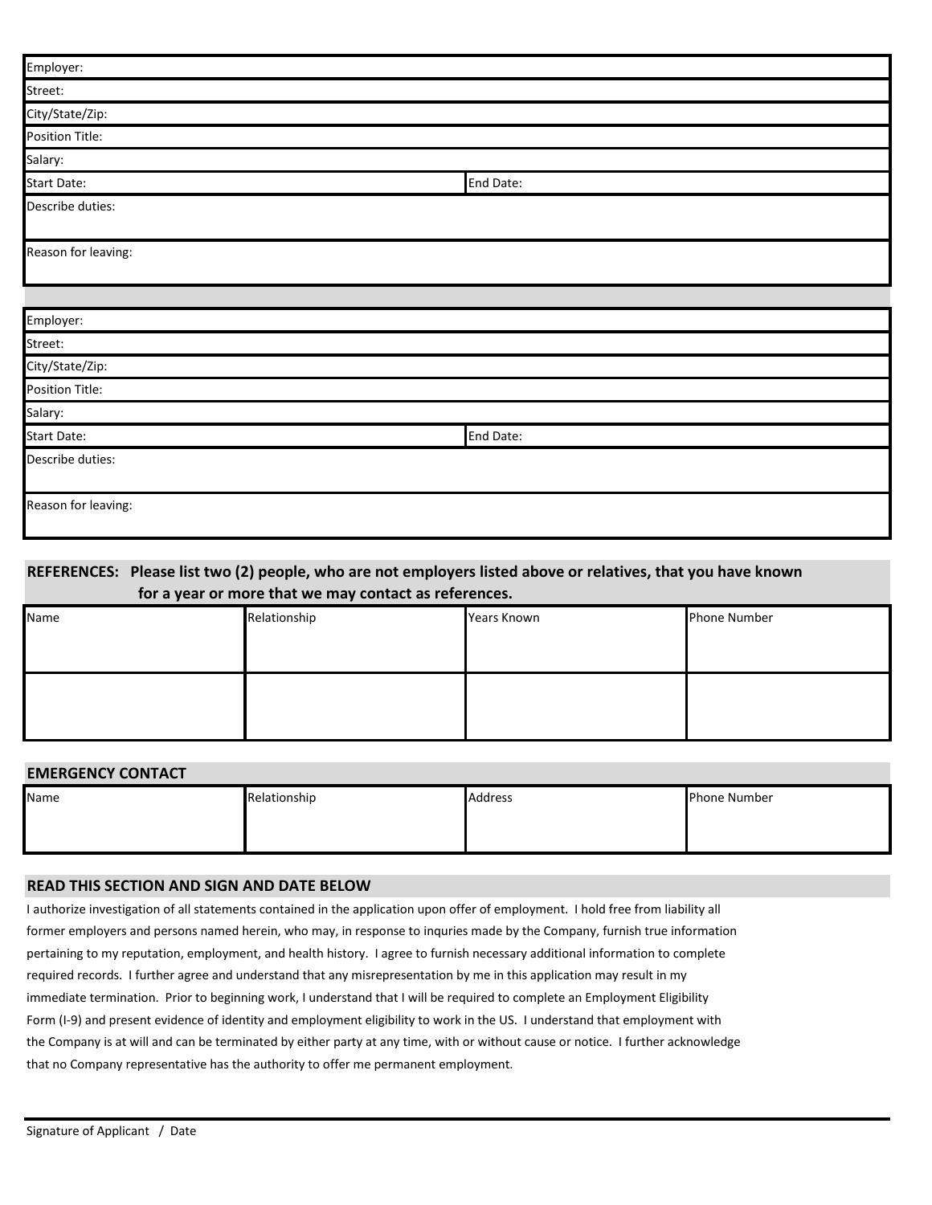| | |
|---|---|
| Employer: | |
| Street: | |
| City/State/Zip: | |
| Position Title: | |
| Salary: | |
| Start Date: | End Date: |
| Describe duties: | |
| Reason for leaving: | |

| | |
|---|---|
| Employer: | |
| Street: | |
| City/State/Zip: | |
| Position Title: | |
| Salary: | |
| Start Date: | End Date: |
| Describe duties: | |
| Reason for leaving: | |

**REFERENCES: Please list two (2) people, who are not employers listed above or relatives, that you have known for a year or more that we may contact as references.**

| Name | Relationship | Years Known | Phone Number |
|---|---|---|---|
| | | | |
| | | | |

**EMERGENCY CONTACT**

| Name | Relationship | Address | Phone Number |
|---|---|---|---|
| | | | |

**READ THIS SECTION AND SIGN AND DATE BELOW**

I authorize investigation of all statements contained in the application upon offer of employment. I hold free from liability all former employers and persons named herein, who may, in response to inquries made by the Company, furnish true information pertaining to my reputation, employment, and health history. I agree to furnish necessary additional information to complete required records. I further agree and understand that any misrepresentation by me in this application may result in my immediate termination. Prior to beginning work, I understand that I will be required to complete an Employment Eligibility Form (I-9) and present evidence of identity and employment eligibility to work in the US. I understand that employment with the Company is at will and can be terminated by either party at any time, with or without cause or notice. I further acknowledge that no Company representative has the authority to offer me permanent employment.

Signature of Applicant / Date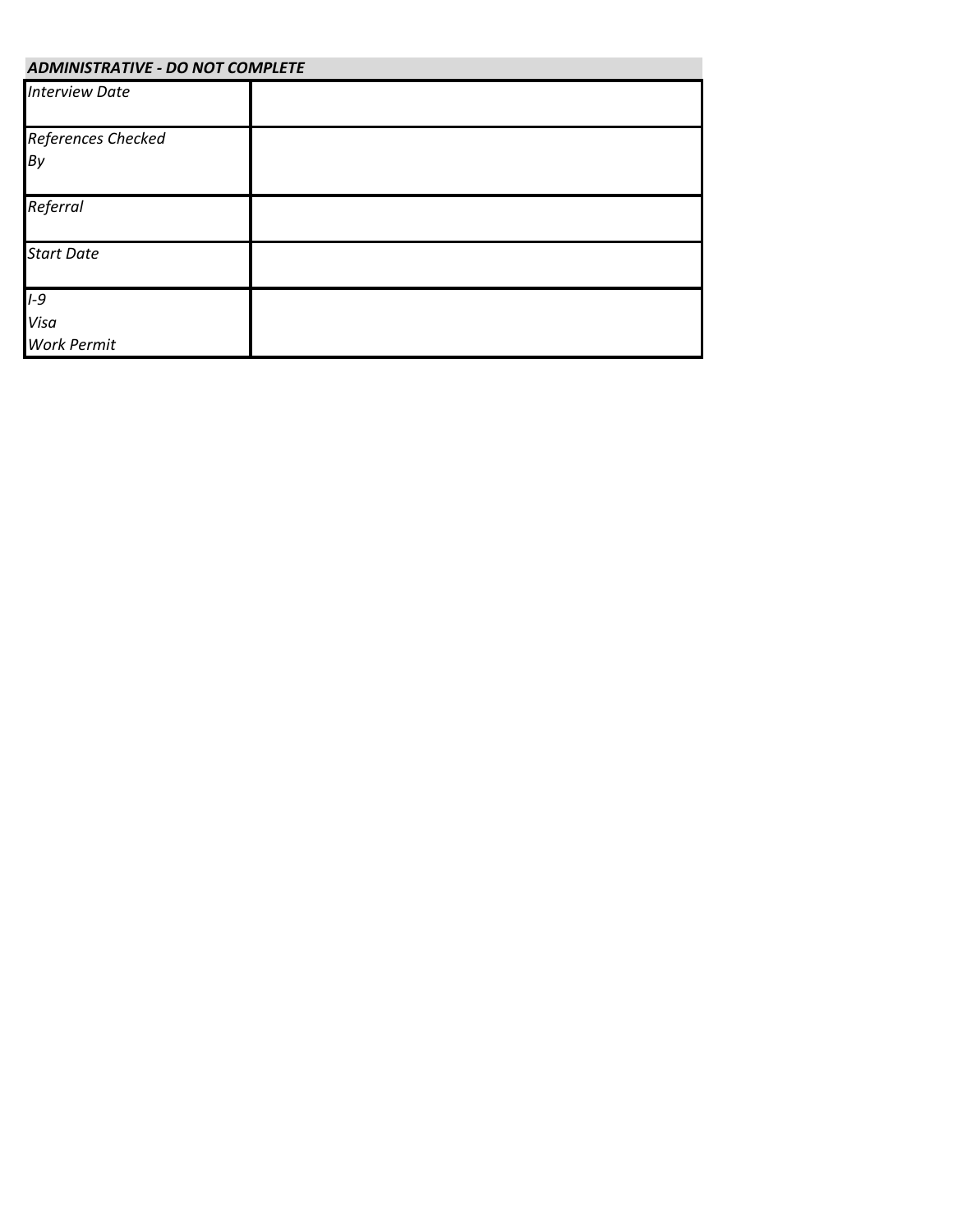***ADMINISTRATIVE - DO NOT COMPLETE***

| | |
|---|---|
| *Interview Date* | |
| *References Checked By* | |
| *Referral* | |
| *Start Date* | |
| *I-9*<br>*Visa*<br>*Work Permit* | |